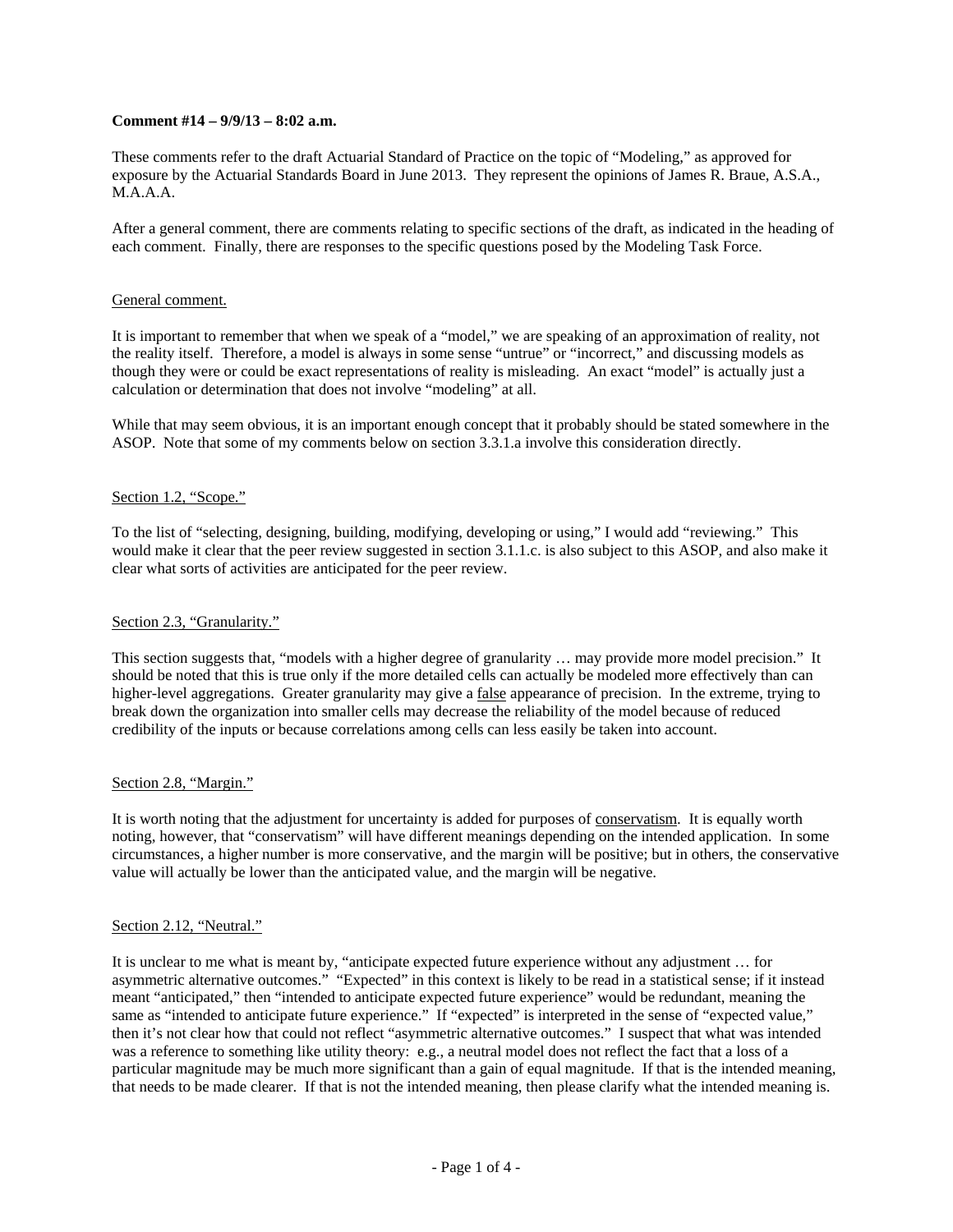**Comment #14 – 9/9/13 – 8:02 a.m.**

These comments refer to the draft Actuarial Standard of Practice on the topic of "Modeling," as approved for exposure by the Actuarial Standards Board in June 2013. They represent the opinions of James R. Braue, A.S.A., M.A.A.A.

After a general comment, there are comments relating to specific sections of the draft, as indicated in the heading of each comment. Finally, there are responses to the specific questions posed by the Modeling Task Force.

<u>General comment.</u>

It is important to remember that when we speak of a "model," we are speaking of an approximation of reality, not the reality itself. Therefore, a model is always in some sense "untrue" or "incorrect," and discussing models as though they were or could be exact representations of reality is misleading. An exact "model" is actually just a calculation or determination that does not involve "modeling" at all.

While that may seem obvious, it is an important enough concept that it probably should be stated somewhere in the ASOP. Note that some of my comments below on section 3.3.1.a involve this consideration directly.

<u>Section 1.2, "Scope."</u>

To the list of "selecting, designing, building, modifying, developing or using," I would add "reviewing." This would make it clear that the peer review suggested in section 3.1.1.c. is also subject to this ASOP, and also make it clear what sorts of activities are anticipated for the peer review.

<u>Section 2.3, "Granularity."</u>

This section suggests that, "models with a higher degree of granularity … may provide more model precision." It should be noted that this is true only if the more detailed cells can actually be modeled more effectively than can higher-level aggregations. Greater granularity may give a <u>false</u> appearance of precision. In the extreme, trying to break down the organization into smaller cells may decrease the reliability of the model because of reduced credibility of the inputs or because correlations among cells can less easily be taken into account.

<u>Section 2.8, "Margin."</u>

It is worth noting that the adjustment for uncertainty is added for purposes of <u>conservatism</u>. It is equally worth noting, however, that "conservatism" will have different meanings depending on the intended application. In some circumstances, a higher number is more conservative, and the margin will be positive; but in others, the conservative value will actually be lower than the anticipated value, and the margin will be negative.

<u>Section 2.12, "Neutral."</u>

It is unclear to me what is meant by, "anticipate expected future experience without any adjustment … for asymmetric alternative outcomes." "Expected" in this context is likely to be read in a statistical sense; if it instead meant "anticipated," then "intended to anticipate expected future experience" would be redundant, meaning the same as "intended to anticipate future experience." If "expected" is interpreted in the sense of "expected value," then it's not clear how that could not reflect "asymmetric alternative outcomes." I suspect that what was intended was a reference to something like utility theory: e.g., a neutral model does not reflect the fact that a loss of a particular magnitude may be much more significant than a gain of equal magnitude. If that is the intended meaning, that needs to be made clearer. If that is not the intended meaning, then please clarify what the intended meaning is.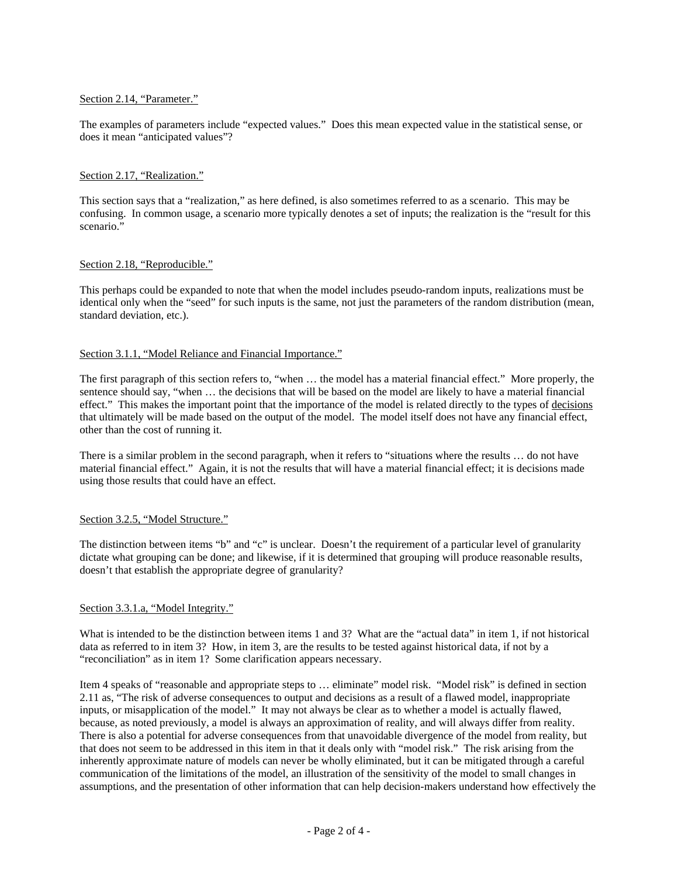Section 2.14, "Parameter."

The examples of parameters include "expected values." Does this mean expected value in the statistical sense, or does it mean "anticipated values"?

Section 2.17, "Realization."

This section says that a "realization," as here defined, is also sometimes referred to as a scenario. This may be confusing. In common usage, a scenario more typically denotes a set of inputs; the realization is the "result for this scenario."

Section 2.18, "Reproducible."

This perhaps could be expanded to note that when the model includes pseudo-random inputs, realizations must be identical only when the "seed" for such inputs is the same, not just the parameters of the random distribution (mean, standard deviation, etc.).

Section 3.1.1, "Model Reliance and Financial Importance."

The first paragraph of this section refers to, "when … the model has a material financial effect." More properly, the sentence should say, "when … the decisions that will be based on the model are likely to have a material financial effect." This makes the important point that the importance of the model is related directly to the types of decisions that ultimately will be made based on the output of the model. The model itself does not have any financial effect, other than the cost of running it.

There is a similar problem in the second paragraph, when it refers to "situations where the results … do not have material financial effect." Again, it is not the results that will have a material financial effect; it is decisions made using those results that could have an effect.

Section 3.2.5, "Model Structure."

The distinction between items "b" and "c" is unclear. Doesn't the requirement of a particular level of granularity dictate what grouping can be done; and likewise, if it is determined that grouping will produce reasonable results, doesn't that establish the appropriate degree of granularity?

Section 3.3.1.a, "Model Integrity."

What is intended to be the distinction between items 1 and 3? What are the "actual data" in item 1, if not historical data as referred to in item 3? How, in item 3, are the results to be tested against historical data, if not by a "reconciliation" as in item 1? Some clarification appears necessary.

Item 4 speaks of "reasonable and appropriate steps to … eliminate" model risk. "Model risk" is defined in section 2.11 as, "The risk of adverse consequences to output and decisions as a result of a flawed model, inappropriate inputs, or misapplication of the model." It may not always be clear as to whether a model is actually flawed, because, as noted previously, a model is always an approximation of reality, and will always differ from reality. There is also a potential for adverse consequences from that unavoidable divergence of the model from reality, but that does not seem to be addressed in this item in that it deals only with "model risk." The risk arising from the inherently approximate nature of models can never be wholly eliminated, but it can be mitigated through a careful communication of the limitations of the model, an illustration of the sensitivity of the model to small changes in assumptions, and the presentation of other information that can help decision-makers understand how effectively the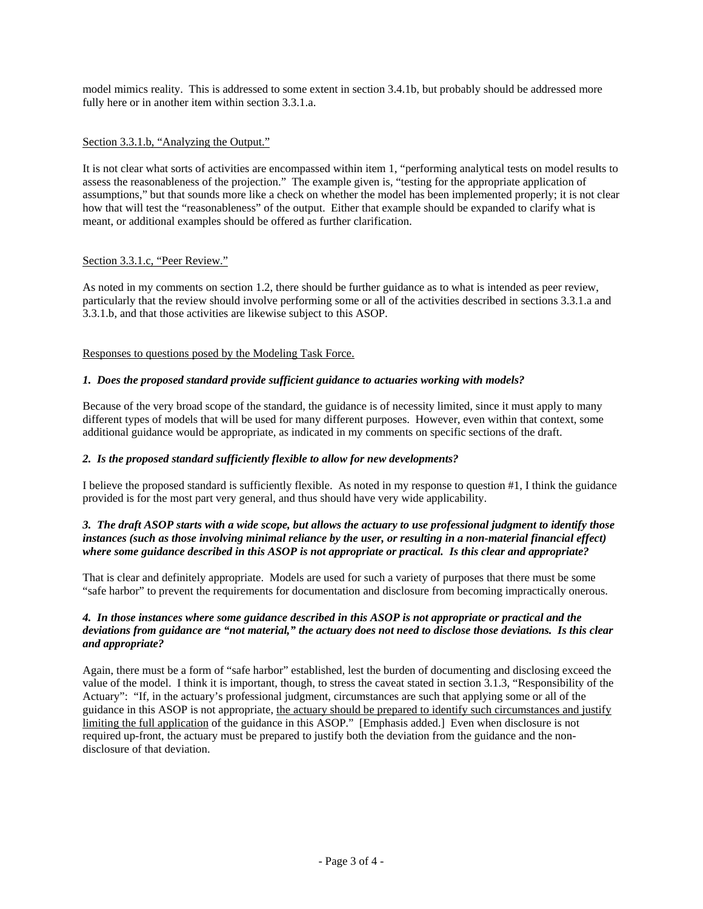model mimics reality. This is addressed to some extent in section 3.4.1b, but probably should be addressed more fully here or in another item within section 3.3.1.a.

<u>Section 3.3.1.b, "Analyzing the Output."</u>

It is not clear what sorts of activities are encompassed within item 1, "performing analytical tests on model results to assess the reasonableness of the projection." The example given is, "testing for the appropriate application of assumptions," but that sounds more like a check on whether the model has been implemented properly; it is not clear how that will test the "reasonableness" of the output. Either that example should be expanded to clarify what is meant, or additional examples should be offered as further clarification.

<u>Section 3.3.1.c, "Peer Review."</u>

As noted in my comments on section 1.2, there should be further guidance as to what is intended as peer review, particularly that the review should involve performing some or all of the activities described in sections 3.3.1.a and 3.3.1.b, and that those activities are likewise subject to this ASOP.

<u>Responses to questions posed by the Modeling Task Force.</u>

***1. Does the proposed standard provide sufficient guidance to actuaries working with models?***

Because of the very broad scope of the standard, the guidance is of necessity limited, since it must apply to many different types of models that will be used for many different purposes. However, even within that context, some additional guidance would be appropriate, as indicated in my comments on specific sections of the draft.

***2. Is the proposed standard sufficiently flexible to allow for new developments?***

I believe the proposed standard is sufficiently flexible. As noted in my response to question #1, I think the guidance provided is for the most part very general, and thus should have very wide applicability.

***3. The draft ASOP starts with a wide scope, but allows the actuary to use professional judgment to identify those instances (such as those involving minimal reliance by the user, or resulting in a non-material financial effect) where some guidance described in this ASOP is not appropriate or practical. Is this clear and appropriate?***

That is clear and definitely appropriate. Models are used for such a variety of purposes that there must be some "safe harbor" to prevent the requirements for documentation and disclosure from becoming impractically onerous.

***4. In those instances where some guidance described in this ASOP is not appropriate or practical and the deviations from guidance are "not material," the actuary does not need to disclose those deviations. Is this clear and appropriate?***

Again, there must be a form of "safe harbor" established, lest the burden of documenting and disclosing exceed the value of the model. I think it is important, though, to stress the caveat stated in section 3.1.3, "Responsibility of the Actuary": "If, in the actuary's professional judgment, circumstances are such that applying some or all of the guidance in this ASOP is not appropriate, <u>the actuary should be prepared to identify such circumstances and justify limiting the full application</u> of the guidance in this ASOP." [Emphasis added.] Even when disclosure is not required up-front, the actuary must be prepared to justify both the deviation from the guidance and the non-disclosure of that deviation.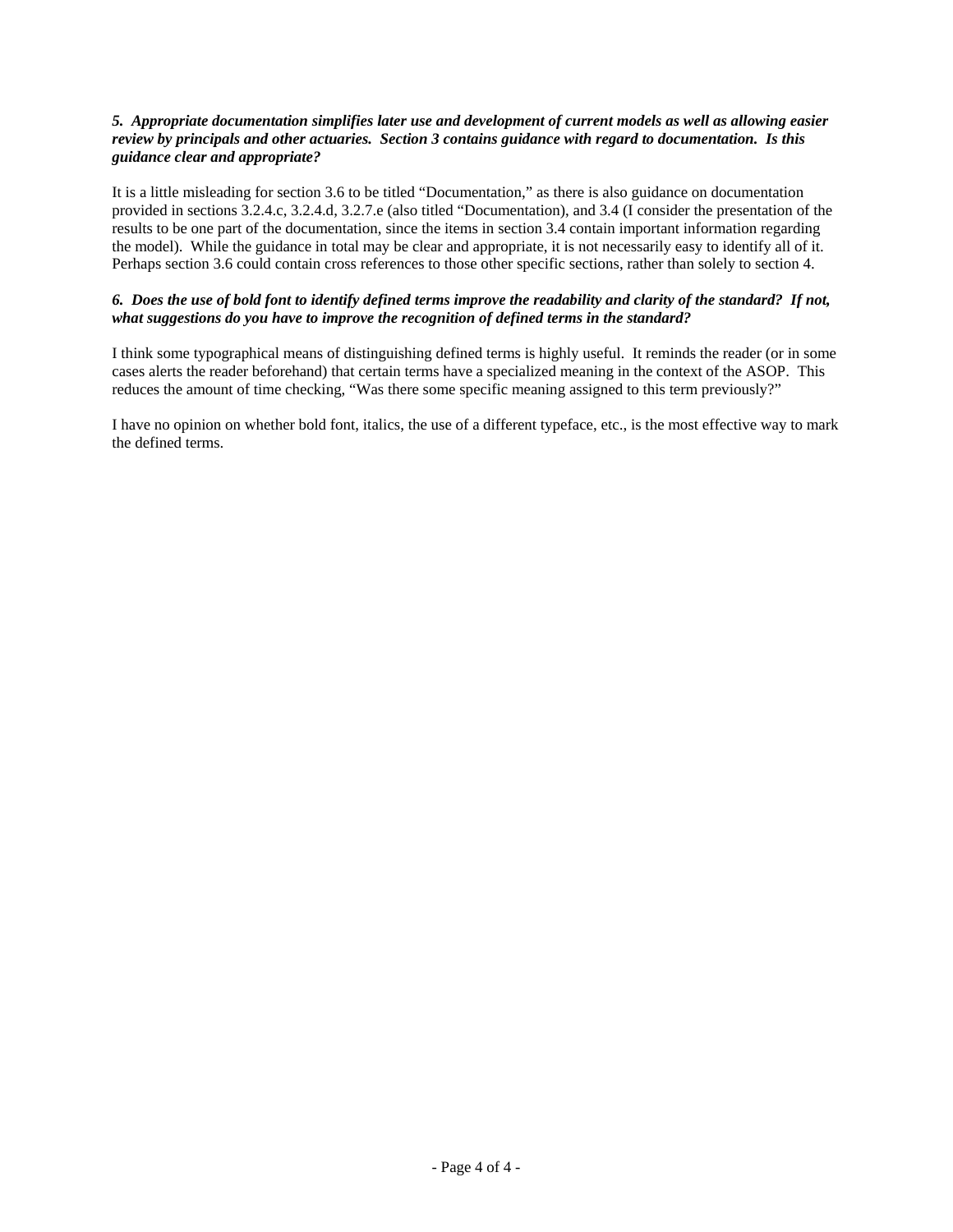***5. Appropriate documentation simplifies later use and development of current models as well as allowing easier review by principals and other actuaries. Section 3 contains guidance with regard to documentation. Is this guidance clear and appropriate?***

It is a little misleading for section 3.6 to be titled "Documentation," as there is also guidance on documentation provided in sections 3.2.4.c, 3.2.4.d, 3.2.7.e (also titled "Documentation), and 3.4 (I consider the presentation of the results to be one part of the documentation, since the items in section 3.4 contain important information regarding the model). While the guidance in total may be clear and appropriate, it is not necessarily easy to identify all of it. Perhaps section 3.6 could contain cross references to those other specific sections, rather than solely to section 4.

***6. Does the use of bold font to identify defined terms improve the readability and clarity of the standard? If not, what suggestions do you have to improve the recognition of defined terms in the standard?***

I think some typographical means of distinguishing defined terms is highly useful. It reminds the reader (or in some cases alerts the reader beforehand) that certain terms have a specialized meaning in the context of the ASOP. This reduces the amount of time checking, "Was there some specific meaning assigned to this term previously?"

I have no opinion on whether bold font, italics, the use of a different typeface, etc., is the most effective way to mark the defined terms.